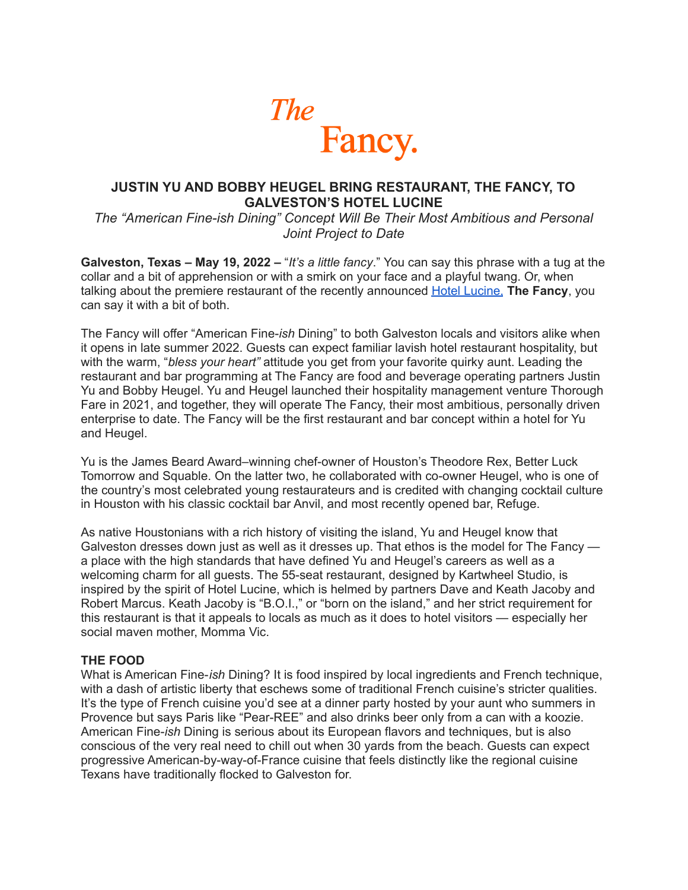*The* Fancy.

## JUSTIN YU AND BOBBY HEUGEL BRING RESTAURANT, THE FANCY, TO GALVESTON'S HOTEL LUCINE

*The "American Fine-ish Dining" Concept Will Be Their Most Ambitious and Personal Joint Project to Date*

**Galveston, Texas – May 19, 2022 –** "*It's a little fancy*." You can say this phrase with a tug at the collar and a bit of apprehension or with a smirk on your face and a playful twang. Or, when talking about the premiere restaurant of the recently announced [Hotel Lucine,](#) **The Fancy**, you can say it with a bit of both.

The Fancy will offer "American Fine-*ish* Dining" to both Galveston locals and visitors alike when it opens in late summer 2022. Guests can expect familiar lavish hotel restaurant hospitality, but with the warm, "*bless your heart"* attitude you get from your favorite quirky aunt. Leading the restaurant and bar programming at The Fancy are food and beverage operating partners Justin Yu and Bobby Heugel. Yu and Heugel launched their hospitality management venture Thorough Fare in 2021, and together, they will operate The Fancy, their most ambitious, personally driven enterprise to date. The Fancy will be the first restaurant and bar concept within a hotel for Yu and Heugel.

Yu is the James Beard Award–winning chef-owner of Houston's Theodore Rex, Better Luck Tomorrow and Squable. On the latter two, he collaborated with co-owner Heugel, who is one of the country's most celebrated young restaurateurs and is credited with changing cocktail culture in Houston with his classic cocktail bar Anvil, and most recently opened bar, Refuge.

As native Houstonians with a rich history of visiting the island, Yu and Heugel know that Galveston dresses down just as well as it dresses up. That ethos is the model for The Fancy — a place with the high standards that have defined Yu and Heugel's careers as well as a welcoming charm for all guests. The 55-seat restaurant, designed by Kartwheel Studio, is inspired by the spirit of Hotel Lucine, which is helmed by partners Dave and Keath Jacoby and Robert Marcus. Keath Jacoby is "B.O.I.," or "born on the island," and her strict requirement for this restaurant is that it appeals to locals as much as it does to hotel visitors — especially her social maven mother, Momma Vic.

### THE FOOD

What is American Fine-*ish* Dining? It is food inspired by local ingredients and French technique, with a dash of artistic liberty that eschews some of traditional French cuisine's stricter qualities. It's the type of French cuisine you'd see at a dinner party hosted by your aunt who summers in Provence but says Paris like "Pear-REE" and also drinks beer only from a can with a koozie. American Fine-*ish* Dining is serious about its European flavors and techniques, but is also conscious of the very real need to chill out when 30 yards from the beach. Guests can expect progressive American-by-way-of-France cuisine that feels distinctly like the regional cuisine Texans have traditionally flocked to Galveston for.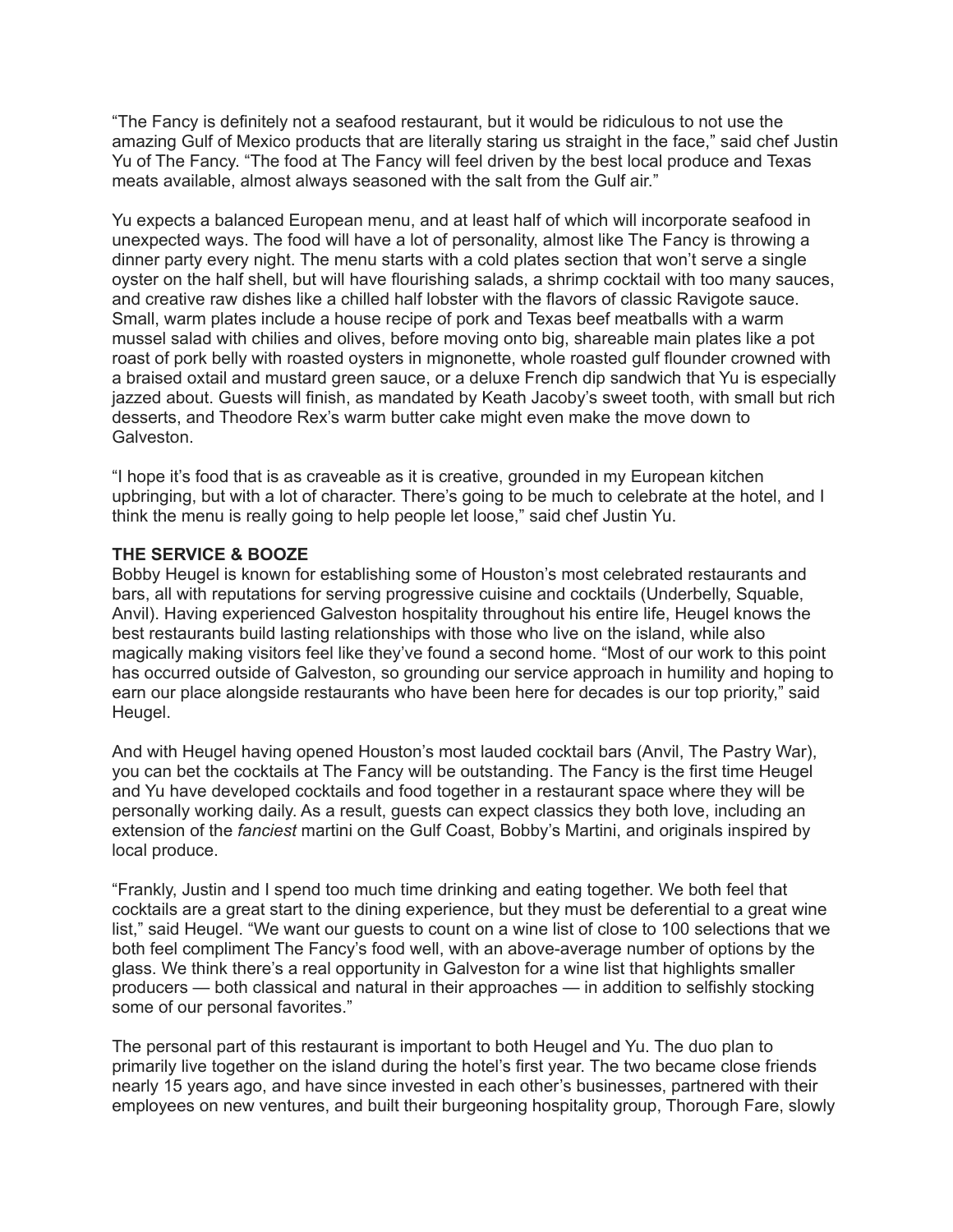"The Fancy is definitely not a seafood restaurant, but it would be ridiculous to not use the amazing Gulf of Mexico products that are literally staring us straight in the face," said chef Justin Yu of The Fancy. "The food at The Fancy will feel driven by the best local produce and Texas meats available, almost always seasoned with the salt from the Gulf air."

Yu expects a balanced European menu, and at least half of which will incorporate seafood in unexpected ways. The food will have a lot of personality, almost like The Fancy is throwing a dinner party every night. The menu starts with a cold plates section that won't serve a single oyster on the half shell, but will have flourishing salads, a shrimp cocktail with too many sauces, and creative raw dishes like a chilled half lobster with the flavors of classic Ravigote sauce. Small, warm plates include a house recipe of pork and Texas beef meatballs with a warm mussel salad with chilies and olives, before moving onto big, shareable main plates like a pot roast of pork belly with roasted oysters in mignonette, whole roasted gulf flounder crowned with a braised oxtail and mustard green sauce, or a deluxe French dip sandwich that Yu is especially jazzed about. Guests will finish, as mandated by Keath Jacoby's sweet tooth, with small but rich desserts, and Theodore Rex's warm butter cake might even make the move down to Galveston.

"I hope it's food that is as craveable as it is creative, grounded in my European kitchen upbringing, but with a lot of character. There's going to be much to celebrate at the hotel, and I think the menu is really going to help people let loose," said chef Justin Yu.

**THE SERVICE & BOOZE**

Bobby Heugel is known for establishing some of Houston's most celebrated restaurants and bars, all with reputations for serving progressive cuisine and cocktails (Underbelly, Squable, Anvil). Having experienced Galveston hospitality throughout his entire life, Heugel knows the best restaurants build lasting relationships with those who live on the island, while also magically making visitors feel like they've found a second home. "Most of our work to this point has occurred outside of Galveston, so grounding our service approach in humility and hoping to earn our place alongside restaurants who have been here for decades is our top priority," said Heugel.

And with Heugel having opened Houston's most lauded cocktail bars (Anvil, The Pastry War), you can bet the cocktails at The Fancy will be outstanding. The Fancy is the first time Heugel and Yu have developed cocktails and food together in a restaurant space where they will be personally working daily. As a result, guests can expect classics they both love, including an extension of the *fanciest* martini on the Gulf Coast, Bobby's Martini, and originals inspired by local produce.

"Frankly, Justin and I spend too much time drinking and eating together. We both feel that cocktails are a great start to the dining experience, but they must be deferential to a great wine list," said Heugel. "We want our guests to count on a wine list of close to 100 selections that we both feel compliment The Fancy's food well, with an above-average number of options by the glass. We think there's a real opportunity in Galveston for a wine list that highlights smaller producers — both classical and natural in their approaches — in addition to selfishly stocking some of our personal favorites."

The personal part of this restaurant is important to both Heugel and Yu. The duo plan to primarily live together on the island during the hotel's first year. The two became close friends nearly 15 years ago, and have since invested in each other's businesses, partnered with their employees on new ventures, and built their burgeoning hospitality group, Thorough Fare, slowly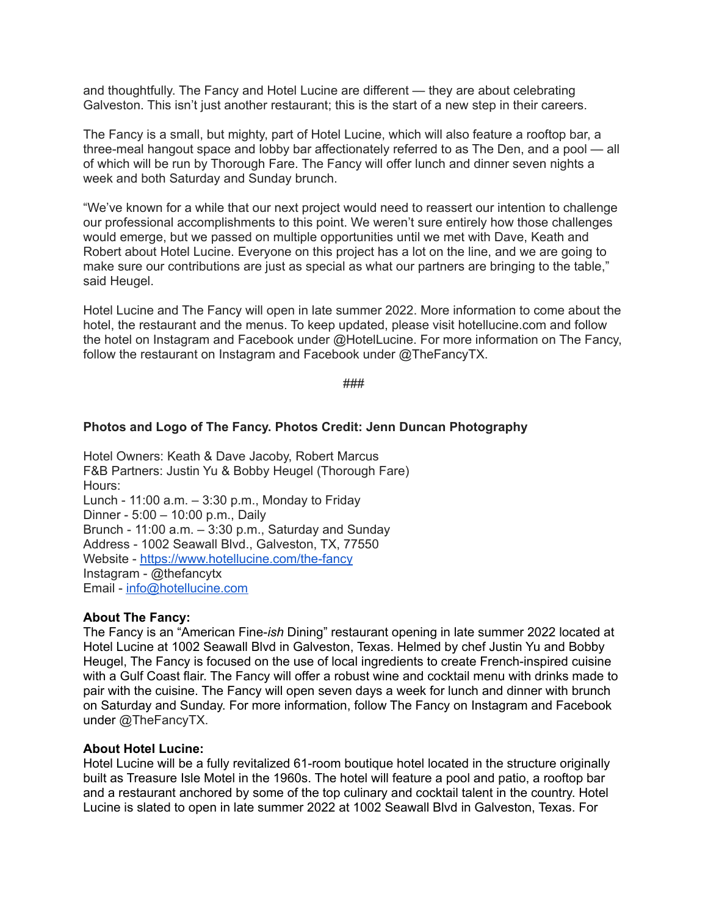and thoughtfully. The Fancy and Hotel Lucine are different — they are about celebrating Galveston. This isn't just another restaurant; this is the start of a new step in their careers.

The Fancy is a small, but mighty, part of Hotel Lucine, which will also feature a rooftop bar, a three-meal hangout space and lobby bar affectionately referred to as The Den, and a pool — all of which will be run by Thorough Fare. The Fancy will offer lunch and dinner seven nights a week and both Saturday and Sunday brunch.

"We've known for a while that our next project would need to reassert our intention to challenge our professional accomplishments to this point. We weren't sure entirely how those challenges would emerge, but we passed on multiple opportunities until we met with Dave, Keath and Robert about Hotel Lucine. Everyone on this project has a lot on the line, and we are going to make sure our contributions are just as special as what our partners are bringing to the table," said Heugel.

Hotel Lucine and The Fancy will open in late summer 2022. More information to come about the hotel, the restaurant and the menus. To keep updated, please visit hotellucine.com and follow the hotel on Instagram and Facebook under @HotelLucine. For more information on The Fancy, follow the restaurant on Instagram and Facebook under @TheFancyTX.

###

**Photos and Logo of The Fancy. Photos Credit: Jenn Duncan Photography**

Hotel Owners: Keath & Dave Jacoby, Robert Marcus
F&B Partners: Justin Yu & Bobby Heugel (Thorough Fare)
Hours:
Lunch - 11:00 a.m. – 3:30 p.m., Monday to Friday
Dinner - 5:00 – 10:00 p.m., Daily
Brunch - 11:00 a.m. – 3:30 p.m., Saturday and Sunday
Address - 1002 Seawall Blvd., Galveston, TX, 77550
Website - [https://www.hotellucine.com/the-fancy](https://www.hotellucine.com/the-fancy)
Instagram - @thefancytx
Email - [info@hotellucine.com](mailto:info@hotellucine.com)

**About The Fancy:**
The Fancy is an "American Fine-*ish* Dining" restaurant opening in late summer 2022 located at Hotel Lucine at 1002 Seawall Blvd in Galveston, Texas. Helmed by chef Justin Yu and Bobby Heugel, The Fancy is focused on the use of local ingredients to create French-inspired cuisine with a Gulf Coast flair. The Fancy will offer a robust wine and cocktail menu with drinks made to pair with the cuisine. The Fancy will open seven days a week for lunch and dinner with brunch on Saturday and Sunday. For more information, follow The Fancy on Instagram and Facebook under @TheFancyTX.

**About Hotel Lucine:**
Hotel Lucine will be a fully revitalized 61-room boutique hotel located in the structure originally built as Treasure Isle Motel in the 1960s. The hotel will feature a pool and patio, a rooftop bar and a restaurant anchored by some of the top culinary and cocktail talent in the country. Hotel Lucine is slated to open in late summer 2022 at 1002 Seawall Blvd in Galveston, Texas. For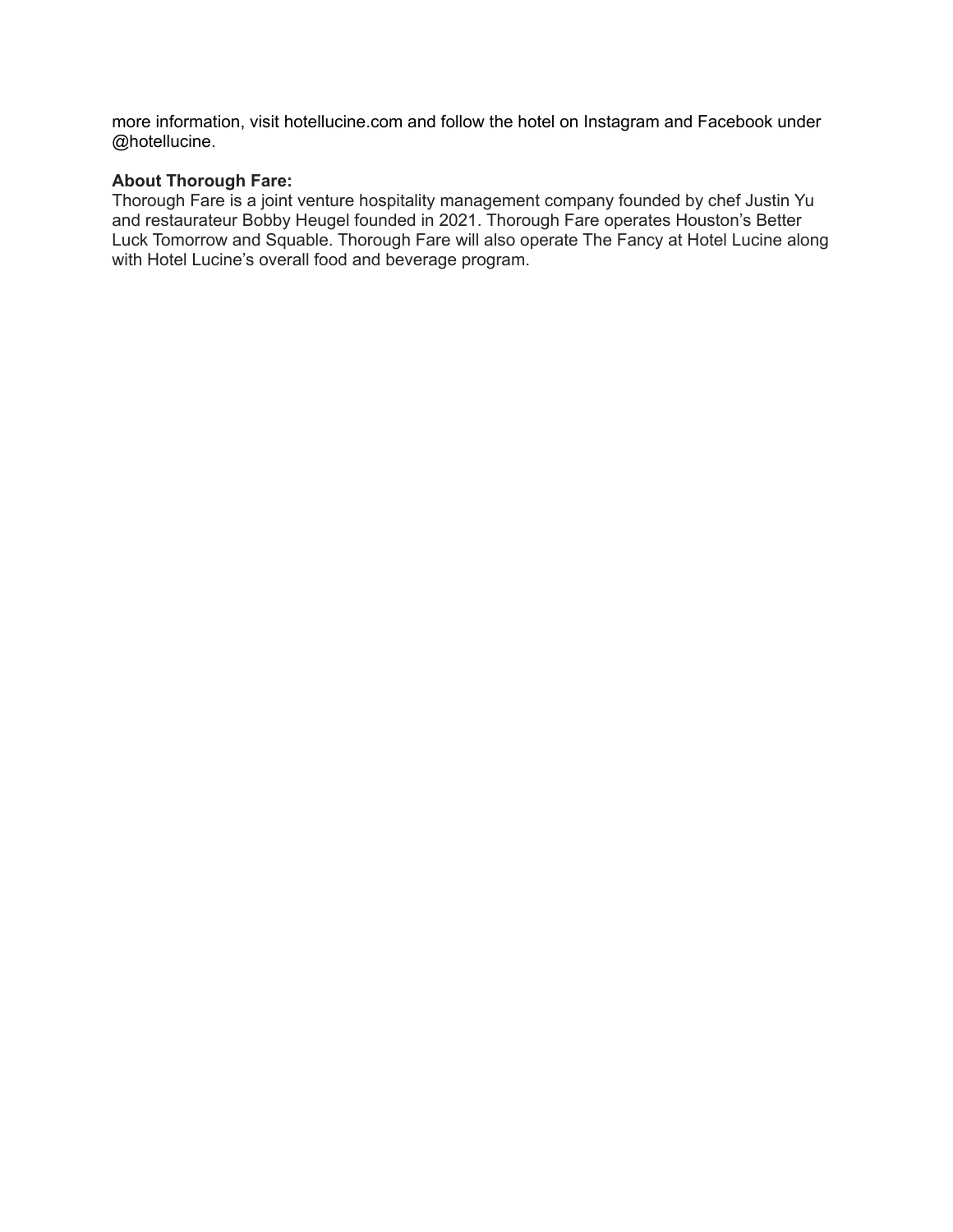more information, visit hotellucine.com and follow the hotel on Instagram and Facebook under @hotellucine.

**About Thorough Fare:**
Thorough Fare is a joint venture hospitality management company founded by chef Justin Yu and restaurateur Bobby Heugel founded in 2021. Thorough Fare operates Houston's Better Luck Tomorrow and Squable. Thorough Fare will also operate The Fancy at Hotel Lucine along with Hotel Lucine's overall food and beverage program.